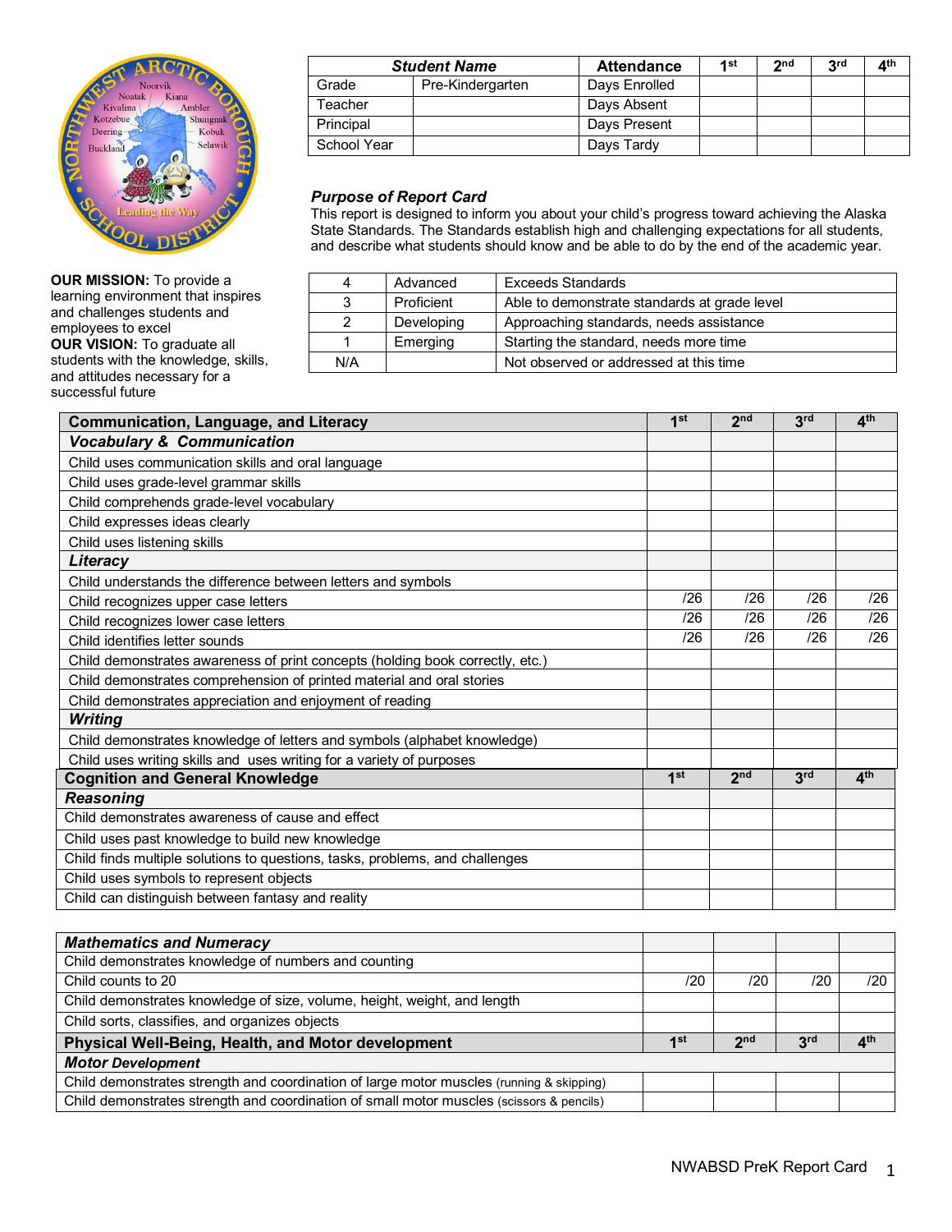| *Student Name* | | Attendance | 1st | 2nd | 3rd | 4th |
|---|---|---|---|---|---|---|
| Grade | Pre-Kindergarten | Days Enrolled | | | | |
| Teacher | | Days Absent | | | | |
| Principal | | Days Present | | | | |
| School Year | | Days Tardy | | | | |

**OUR MISSION:** To provide a learning environment that inspires and challenges students and employees to excel
**OUR VISION:** To graduate all students with the knowledge, skills, and attitudes necessary for a successful future

### *Purpose of Report Card*

This report is designed to inform you about your child's progress toward achieving the Alaska State Standards. The Standards establish high and challenging expectations for all students, and describe what students should know and be able to do by the end of the academic year.

| | | |
|---|---|---|
| 4 | Advanced | Exceeds Standards |
| 3 | Proficient | Able to demonstrate standards at grade level |
| 2 | Developing | Approaching standards, needs assistance |
| 1 | Emerging | Starting the standard, needs more time |
| N/A | | Not observed or addressed at this time |

| **Communication, Language, and Literacy** | **1st** | **2nd** | **3rd** | **4th** |
|---|---|---|---|---|
| ***Vocabulary & Communication*** | | | | |
| Child uses communication skills and oral language | | | | |
| Child uses grade-level grammar skills | | | | |
| Child comprehends grade-level vocabulary | | | | |
| Child expresses ideas clearly | | | | |
| Child uses listening skills | | | | |
| ***Literacy*** | | | | |
| Child understands the difference between letters and symbols | | | | |
| Child recognizes upper case letters | /26 | /26 | /26 | /26 |
| Child recognizes lower case letters | /26 | /26 | /26 | /26 |
| Child identifies letter sounds | /26 | /26 | /26 | /26 |
| Child demonstrates awareness of print concepts (holding book correctly, etc.) | | | | |
| Child demonstrates comprehension of printed material and oral stories | | | | |
| Child demonstrates appreciation and enjoyment of reading | | | | |
| ***Writing*** | | | | |
| Child demonstrates knowledge of letters and symbols (alphabet knowledge) | | | | |
| Child uses writing skills and uses writing for a variety of purposes | | | | |

| **Cognition and General Knowledge** | **1st** | **2nd** | **3rd** | **4th** |
|---|---|---|---|---|
| ***Reasoning*** | | | | |
| Child demonstrates awareness of cause and effect | | | | |
| Child uses past knowledge to build new knowledge | | | | |
| Child finds multiple solutions to questions, tasks, problems, and challenges | | | | |
| Child uses symbols to represent objects | | | | |
| Child can distinguish between fantasy and reality | | | | |

| ***Mathematics and Numeracy*** | | | | |
|---|---|---|---|---|
| Child demonstrates knowledge of numbers and counting | | | | |
| Child counts to 20 | /20 | /20 | /20 | /20 |
| Child demonstrates knowledge of size, volume, height, weight, and length | | | | |
| Child sorts, classifies, and organizes objects | | | | |

| **Physical Well-Being, Health, and Motor development** | **1st** | **2nd** | **3rd** | **4th** |
|---|---|---|---|---|
| ***Motor Development*** | | | | |
| Child demonstrates strength and coordination of large motor muscles (running & skipping) | | | | |
| Child demonstrates strength and coordination of small motor muscles (scissors & pencils) | | | | |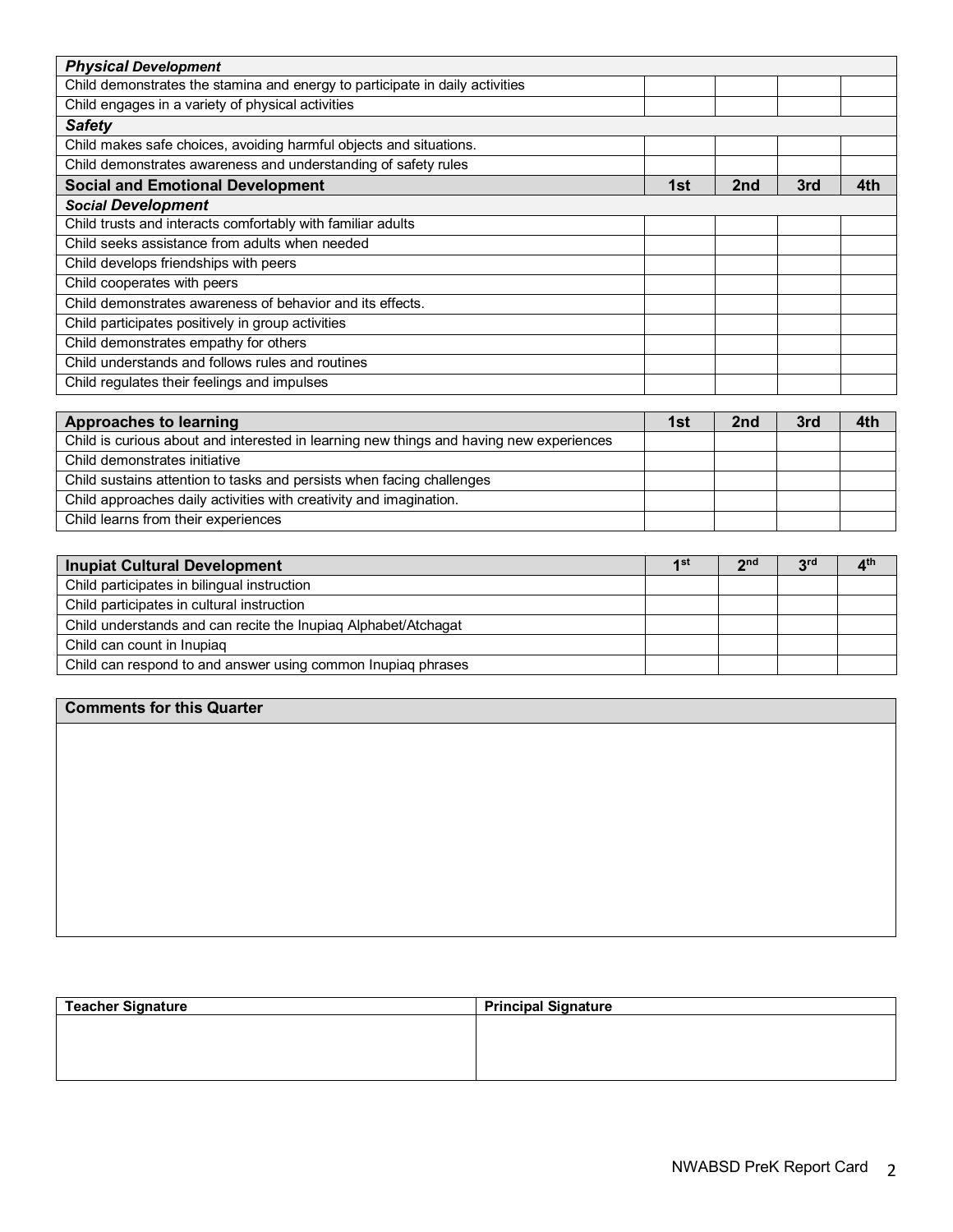| *Physical Development* | | | | |
|---|---|---|---|---|
| Child demonstrates the stamina and energy to participate in daily activities | | | | |
| Child engages in a variety of physical activities | | | | |
| ***Safety*** | | | | |
| Child makes safe choices, avoiding harmful objects and situations. | | | | |
| Child demonstrates awareness and understanding of safety rules | | | | |
| **Social and Emotional Development** | **1st** | **2nd** | **3rd** | **4th** |
| ***Social Development*** | | | | |
| Child trusts and interacts comfortably with familiar adults | | | | |
| Child seeks assistance from adults when needed | | | | |
| Child develops friendships with peers | | | | |
| Child cooperates with peers | | | | |
| Child demonstrates awareness of behavior and its effects. | | | | |
| Child participates positively in group activities | | | | |
| Child demonstrates empathy for others | | | | |
| Child understands and follows rules and routines | | | | |
| Child regulates their feelings and impulses | | | | |

| **Approaches to learning** | **1st** | **2nd** | **3rd** | **4th** |
|---|---|---|---|---|
| Child is curious about and interested in learning new things and having new experiences | | | | |
| Child demonstrates initiative | | | | |
| Child sustains attention to tasks and persists when facing challenges | | | | |
| Child approaches daily activities with creativity and imagination. | | | | |
| Child learns from their experiences | | | | |

| **Inupiat Cultural Development** | **1st** | **2nd** | **3rd** | **4th** |
|---|---|---|---|---|
| Child participates in bilingual instruction | | | | |
| Child participates in cultural instruction | | | | |
| Child understands and can recite the Inupiaq Alphabet/Atchagat | | | | |
| Child can count in Inupiaq | | | | |
| Child can respond to and answer using common Inupiaq phrases | | | | |

| **Comments for this Quarter** |
|---|
| |

| **Teacher Signature** | **Principal Signature** |
|---|---|
| | |